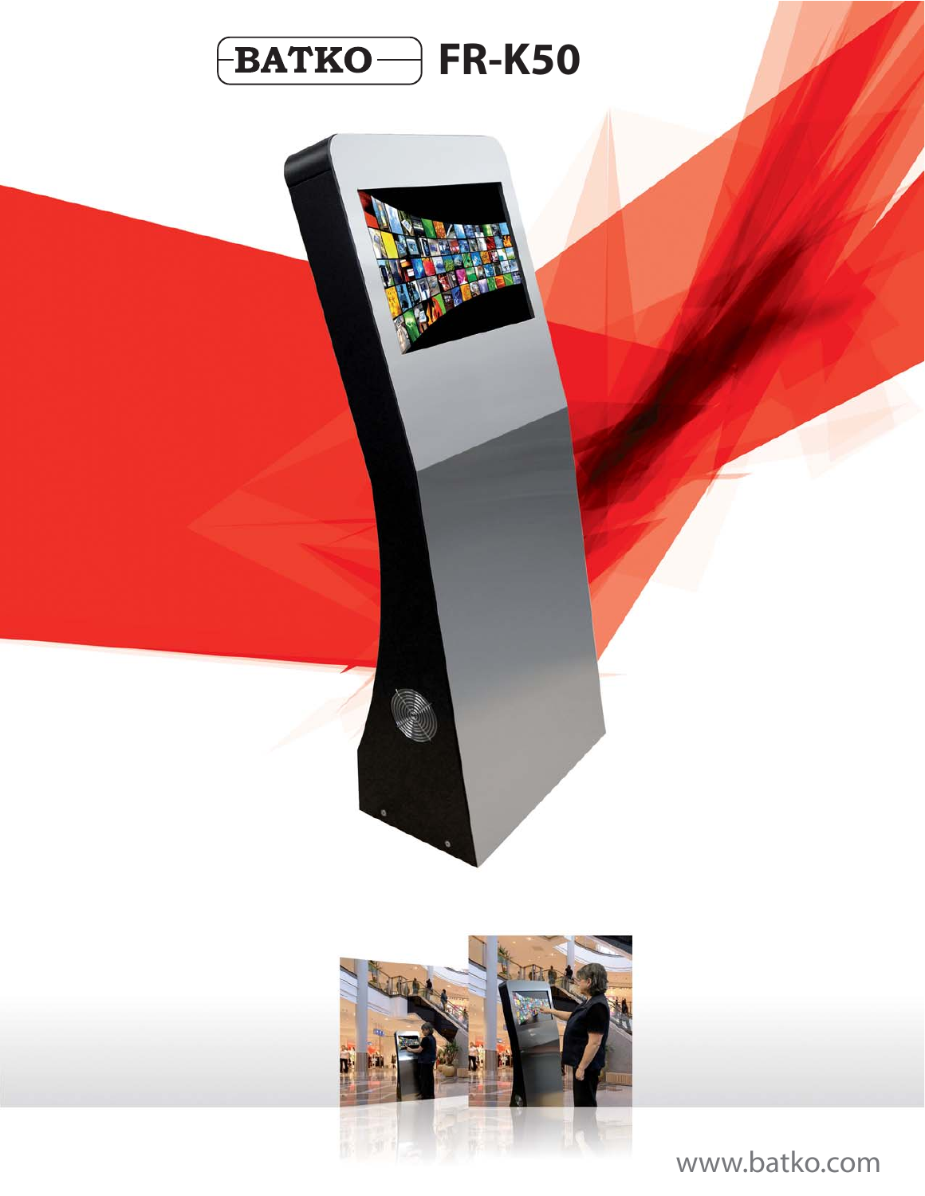# BATKO FR-K50

www.batko.com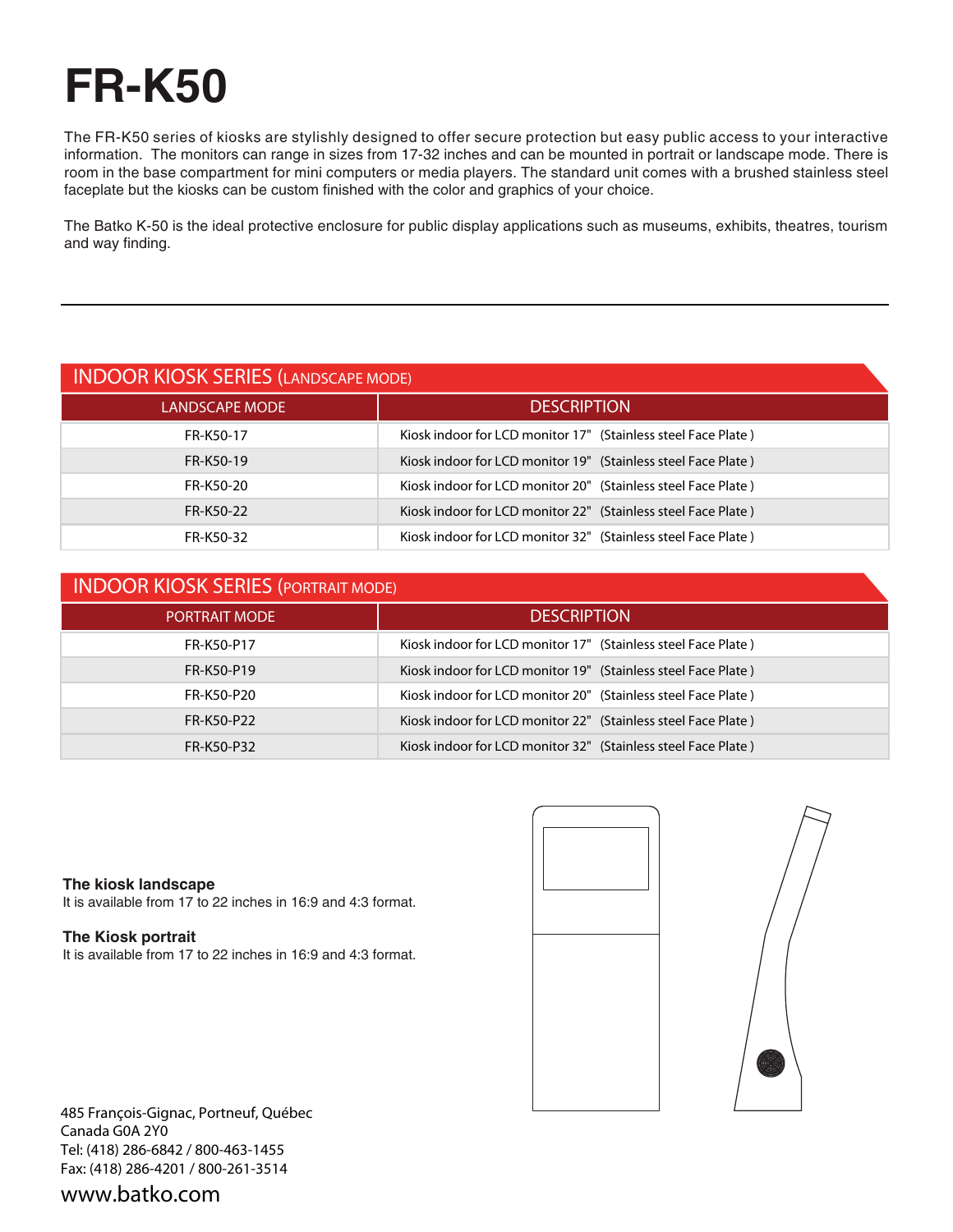# FR-K50

The FR-K50 series of kiosks are stylishly designed to offer secure protection but easy public access to your interactive information. The monitors can range in sizes from 17-32 inches and can be mounted in portrait or landscape mode. There is room in the base compartment for mini computers or media players. The standard unit comes with a brushed stainless steel faceplate but the kiosks can be custom finished with the color and graphics of your choice.

The Batko K-50 is the ideal protective enclosure for public display applications such as museums, exhibits, theatres, tourism and way finding.

---

## INDOOR KIOSK SERIES (LANDSCAPE MODE)

| LANDSCAPE MODE | DESCRIPTION |
|---|---|
| FR-K50-17 | Kiosk indoor for LCD monitor 17" (Stainless steel Face Plate ) |
| FR-K50-19 | Kiosk indoor for LCD monitor 19" (Stainless steel Face Plate ) |
| FR-K50-20 | Kiosk indoor for LCD monitor 20" (Stainless steel Face Plate ) |
| FR-K50-22 | Kiosk indoor for LCD monitor 22" (Stainless steel Face Plate ) |
| FR-K50-32 | Kiosk indoor for LCD monitor 32" (Stainless steel Face Plate ) |

## INDOOR KIOSK SERIES (PORTRAIT MODE)

| PORTRAIT MODE | DESCRIPTION |
|---|---|
| FR-K50-P17 | Kiosk indoor for LCD monitor 17" (Stainless steel Face Plate ) |
| FR-K50-P19 | Kiosk indoor for LCD monitor 19" (Stainless steel Face Plate ) |
| FR-K50-P20 | Kiosk indoor for LCD monitor 20" (Stainless steel Face Plate ) |
| FR-K50-P22 | Kiosk indoor for LCD monitor 22" (Stainless steel Face Plate ) |
| FR-K50-P32 | Kiosk indoor for LCD monitor 32" (Stainless steel Face Plate ) |

**The kiosk landscape**
It is available from 17 to 22 inches in 16:9 and 4:3 format.

**The Kiosk portrait**
It is available from 17 to 22 inches in 16:9 and 4:3 format.

485 François-Gignac, Portneuf, Québec
Canada G0A 2Y0
Tel: (418) 286-6842 / 800-463-1455
Fax: (418) 286-4201 / 800-261-3514

www.batko.com